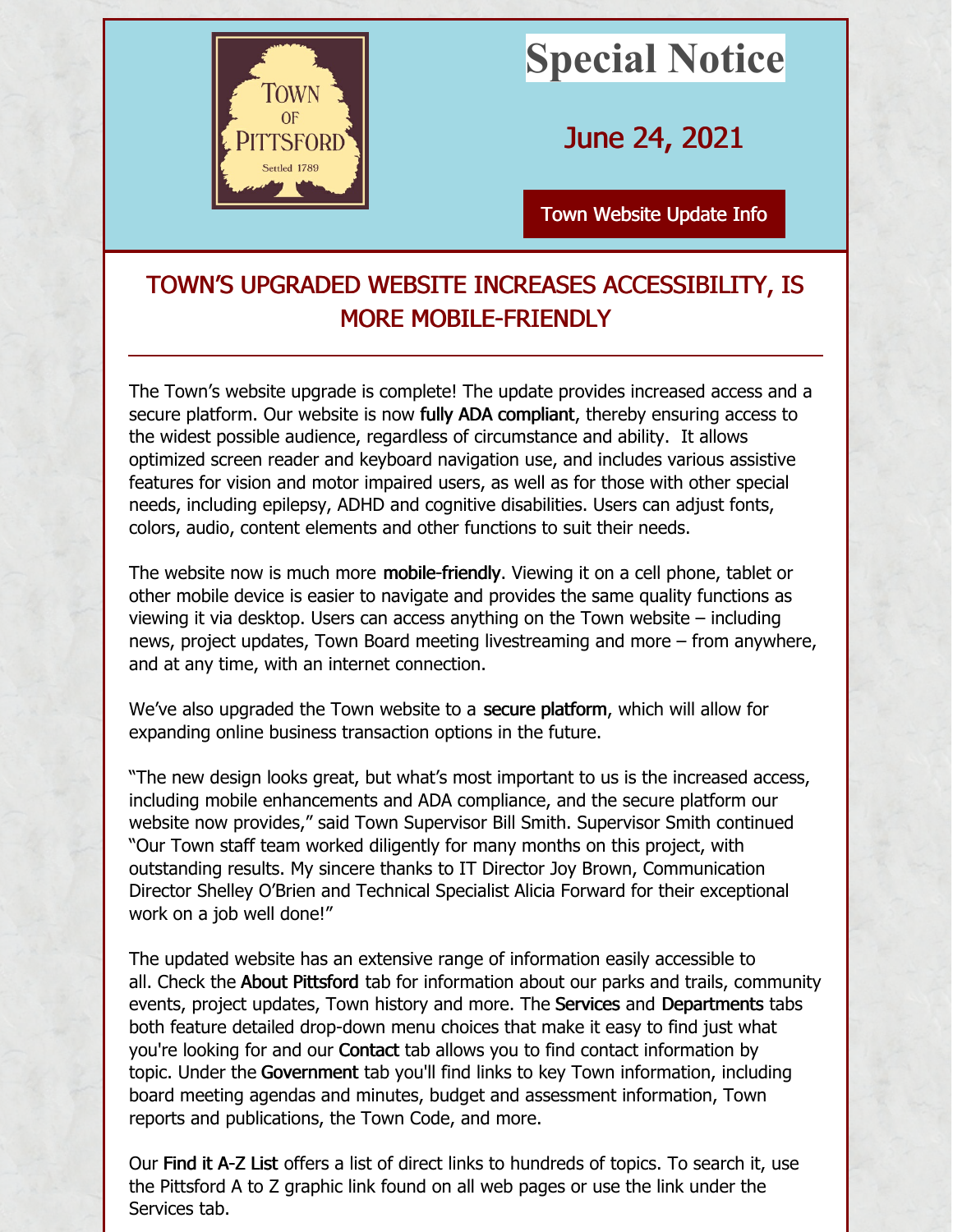# Special Notice

## June 24, 2021

Town Website Update Info

## TOWN'S UPGRADED WEBSITE INCREASES ACCESSIBILITY, IS MORE MOBILE-FRIENDLY

---

The Town's website upgrade is complete! The update provides increased access and a secure platform. Our website is now **fully ADA compliant**, thereby ensuring access to the widest possible audience, regardless of circumstance and ability. It allows optimized screen reader and keyboard navigation use, and includes various assistive features for vision and motor impaired users, as well as for those with other special needs, including epilepsy, ADHD and cognitive disabilities. Users can adjust fonts, colors, audio, content elements and other functions to suit their needs.

The website now is much more **mobile-friendly**. Viewing it on a cell phone, tablet or other mobile device is easier to navigate and provides the same quality functions as viewing it via desktop. Users can access anything on the Town website – including news, project updates, Town Board meeting livestreaming and more – from anywhere, and at any time, with an internet connection.

We've also upgraded the Town website to a **secure platform**, which will allow for expanding online business transaction options in the future.

"The new design looks great, but what's most important to us is the increased access, including mobile enhancements and ADA compliance, and the secure platform our website now provides," said Town Supervisor Bill Smith. Supervisor Smith continued "Our Town staff team worked diligently for many months on this project, with outstanding results. My sincere thanks to IT Director Joy Brown, Communication Director Shelley O'Brien and Technical Specialist Alicia Forward for their exceptional work on a job well done!"

The updated website has an extensive range of information easily accessible to all. Check the **About Pittsford** tab for information about our parks and trails, community events, project updates, Town history and more. The **Services** and **Departments** tabs both feature detailed drop-down menu choices that make it easy to find just what you're looking for and our **Contact** tab allows you to find contact information by topic. Under the **Government** tab you'll find links to key Town information, including board meeting agendas and minutes, budget and assessment information, Town reports and publications, the Town Code, and more.

Our **Find it A-Z List** offers a list of direct links to hundreds of topics. To search it, use the Pittsford A to Z graphic link found on all web pages or use the link under the Services tab.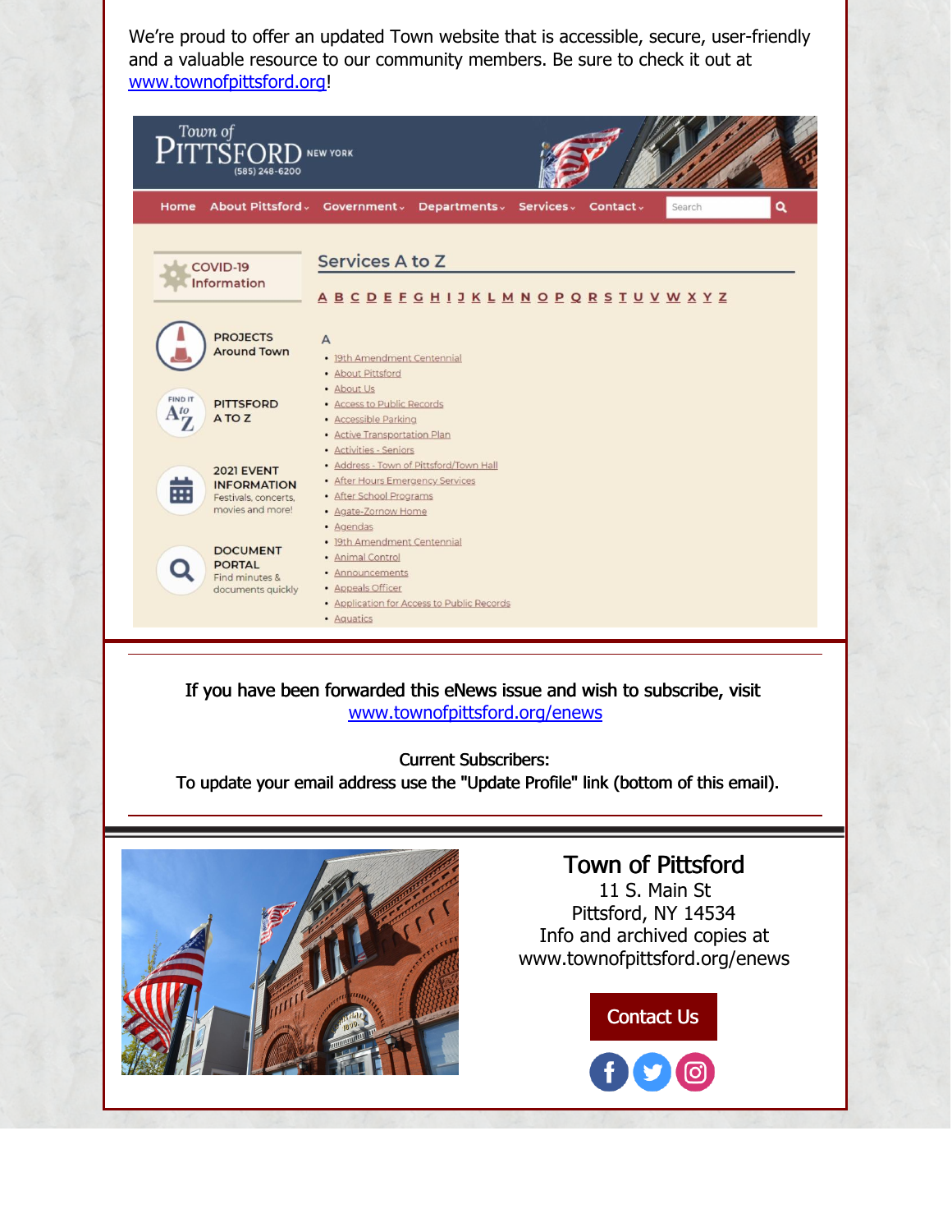We're proud to offer an updated Town website that is accessible, secure, user-friendly and a valuable resource to our community members. Be sure to check it out at www.townofpittsford.org!

If you have been forwarded this eNews issue and wish to subscribe, visit
www.townofpittsford.org/enews

Current Subscribers:
To update your email address use the "Update Profile" link (bottom of this email).

## Town of Pittsford

11 S. Main St
Pittsford, NY 14534
Info and archived copies at
www.townofpittsford.org/enews

Contact Us